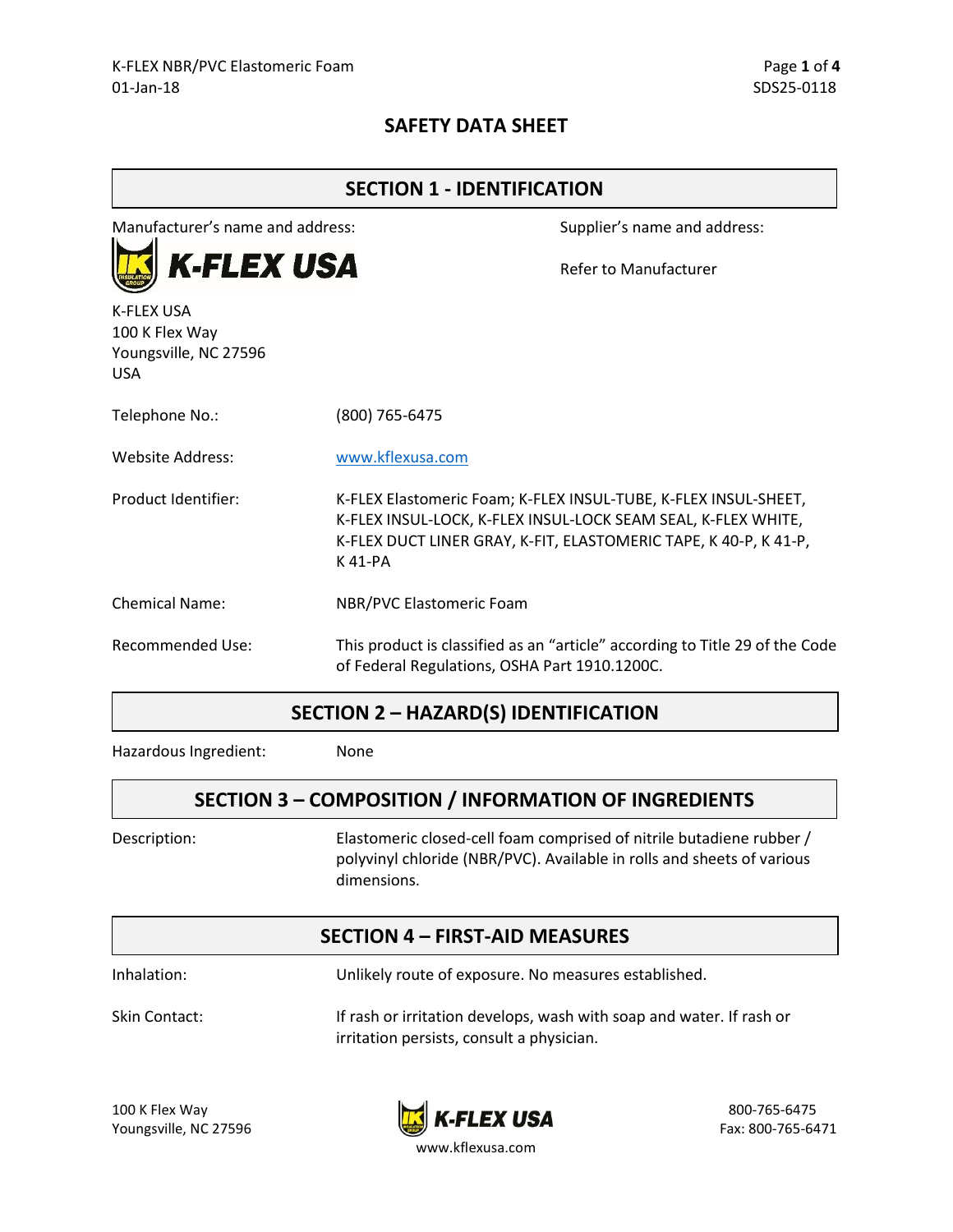# SAFETY DATA SHEET

## SECTION 1 - IDENTIFICATION

Manufacturer's name and address:

K-FLEX USA
100 K Flex Way
Youngsville, NC 27596
USA

Supplier's name and address:

Refer to Manufacturer

| | |
|---|---|
| Telephone No.: | (800) 765-6475 |
| Website Address: | www.kflexusa.com |
| Product Identifier: | K-FLEX Elastomeric Foam; K-FLEX INSUL-TUBE, K-FLEX INSUL-SHEET, K-FLEX INSUL-LOCK, K-FLEX INSUL-LOCK SEAM SEAL, K-FLEX WHITE, K-FLEX DUCT LINER GRAY, K-FIT, ELASTOMERIC TAPE, K 40-P, K 41-P, K 41-PA |
| Chemical Name: | NBR/PVC Elastomeric Foam |
| Recommended Use: | This product is classified as an "article" according to Title 29 of the Code of Federal Regulations, OSHA Part 1910.1200C. |

## SECTION 2 – HAZARD(S) IDENTIFICATION

| | |
|---|---|
| Hazardous Ingredient: | None |

## SECTION 3 – COMPOSITION / INFORMATION OF INGREDIENTS

| | |
|---|---|
| Description: | Elastomeric closed-cell foam comprised of nitrile butadiene rubber / polyvinyl chloride (NBR/PVC). Available in rolls and sheets of various dimensions. |

## SECTION 4 – FIRST-AID MEASURES

| | |
|---|---|
| Inhalation: | Unlikely route of exposure. No measures established. |
| Skin Contact: | If rash or irritation develops, wash with soap and water. If rash or irritation persists, consult a physician. |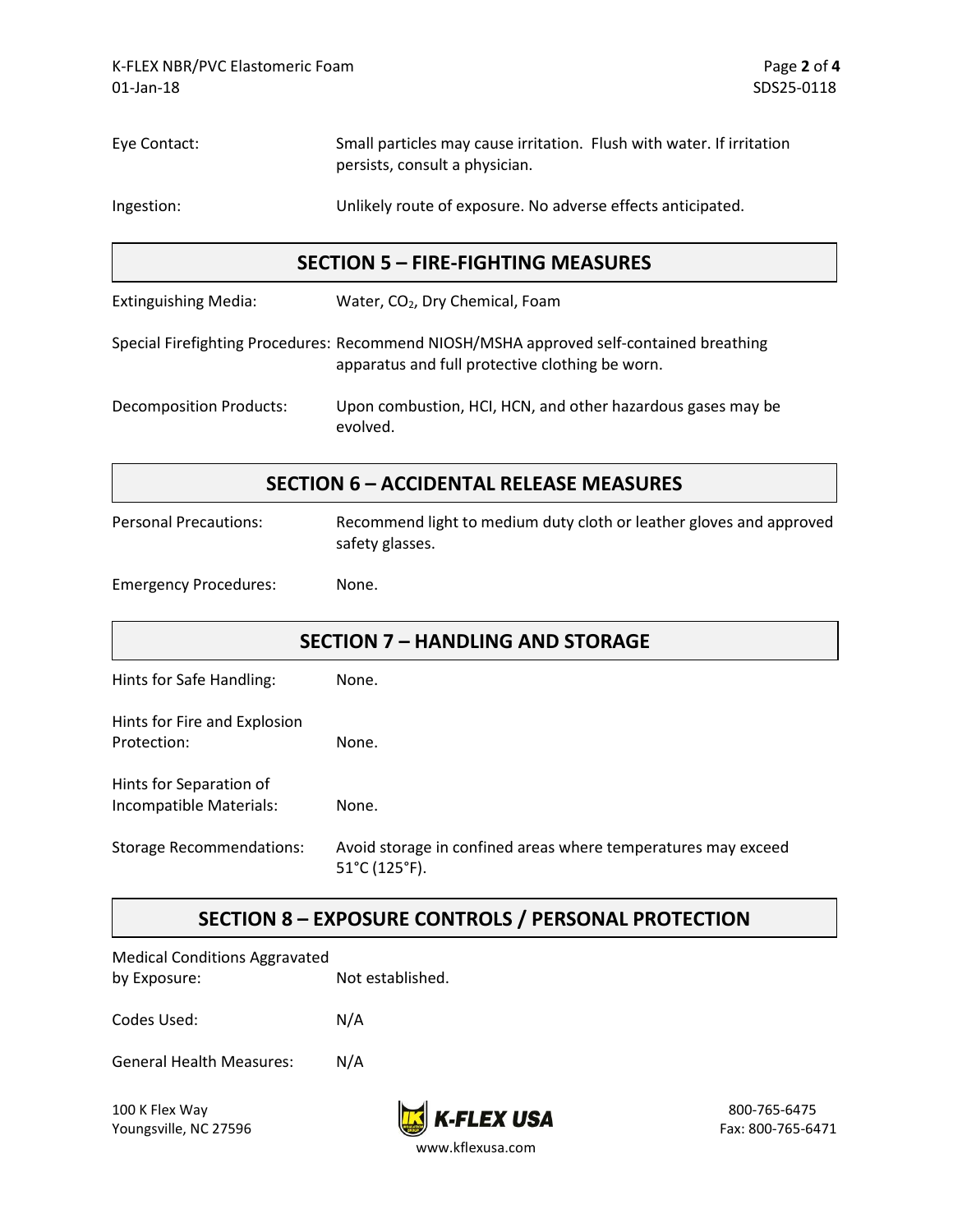Eye Contact: Small particles may cause irritation. Flush with water. If irritation persists, consult a physician.

Ingestion: Unlikely route of exposure. No adverse effects anticipated.

## SECTION 5 – FIRE-FIGHTING MEASURES

Extinguishing Media: Water, $CO_2$, Dry Chemical, Foam

Special Firefighting Procedures: Recommend NIOSH/MSHA approved self-contained breathing apparatus and full protective clothing be worn.

Decomposition Products: Upon combustion, HCI, HCN, and other hazardous gases may be evolved.

## SECTION 6 – ACCIDENTAL RELEASE MEASURES

Personal Precautions: Recommend light to medium duty cloth or leather gloves and approved safety glasses.

Emergency Procedures: None.

## SECTION 7 – HANDLING AND STORAGE

Hints for Safe Handling: None.

Hints for Fire and Explosion Protection: None.

Hints for Separation of Incompatible Materials: None.

Storage Recommendations: Avoid storage in confined areas where temperatures may exceed 51°C (125°F).

## SECTION 8 – EXPOSURE CONTROLS / PERSONAL PROTECTION

Medical Conditions Aggravated by Exposure: Not established.

Codes Used: N/A

General Health Measures: N/A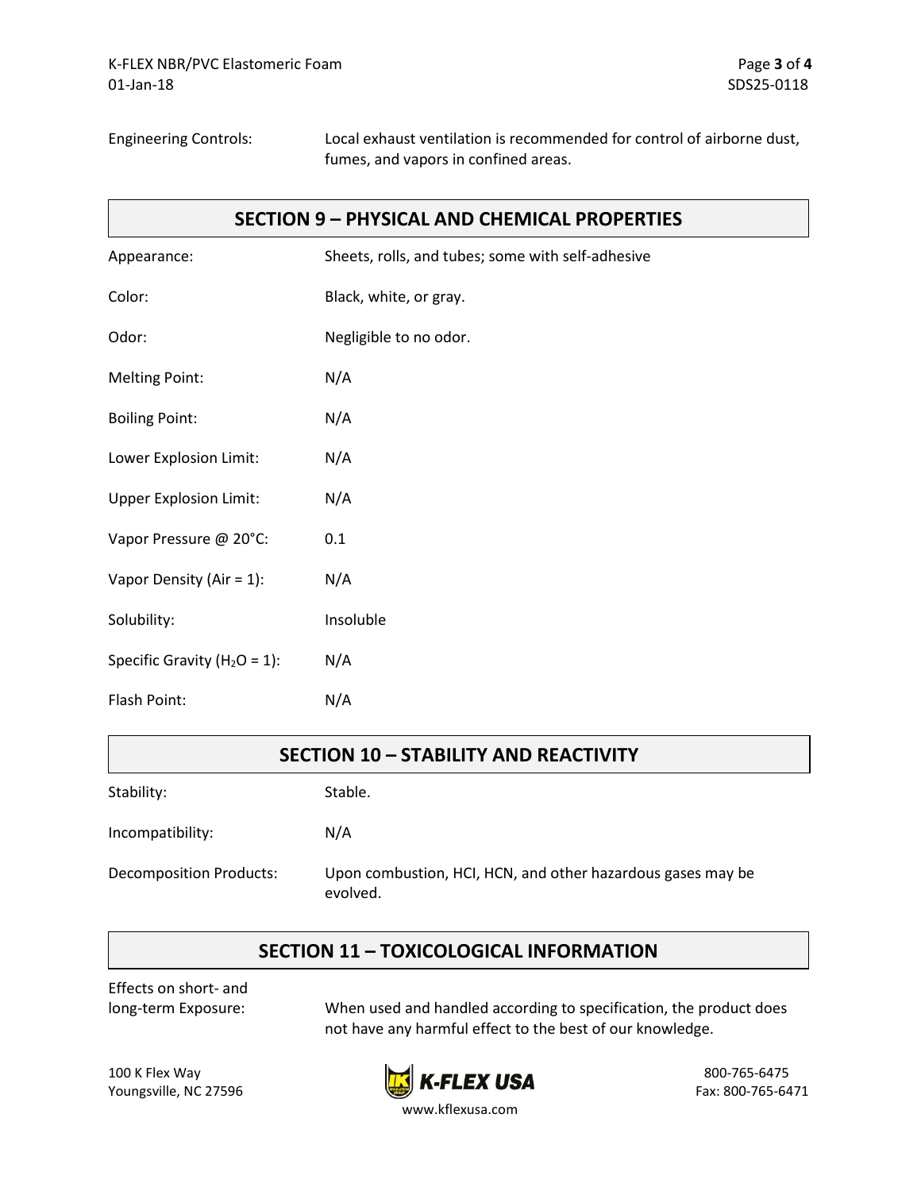Engineering Controls: Local exhaust ventilation is recommended for control of airborne dust, fumes, and vapors in confined areas.

## SECTION 9 – PHYSICAL AND CHEMICAL PROPERTIES

| | |
|---|---|
| Appearance: | Sheets, rolls, and tubes; some with self-adhesive |
| Color: | Black, white, or gray. |
| Odor: | Negligible to no odor. |
| Melting Point: | N/A |
| Boiling Point: | N/A |
| Lower Explosion Limit: | N/A |
| Upper Explosion Limit: | N/A |
| Vapor Pressure @ 20°C: | 0.1 |
| Vapor Density (Air = 1): | N/A |
| Solubility: | Insoluble |
| Specific Gravity ($H_2O$ = 1): | N/A |
| Flash Point: | N/A |

## SECTION 10 – STABILITY AND REACTIVITY

| | |
|---|---|
| Stability: | Stable. |
| Incompatibility: | N/A |
| Decomposition Products: | Upon combustion, HCl, HCN, and other hazardous gases may be evolved. |

## SECTION 11 – TOXICOLOGICAL INFORMATION

Effects on short- and long-term Exposure: When used and handled according to specification, the product does not have any harmful effect to the best of our knowledge.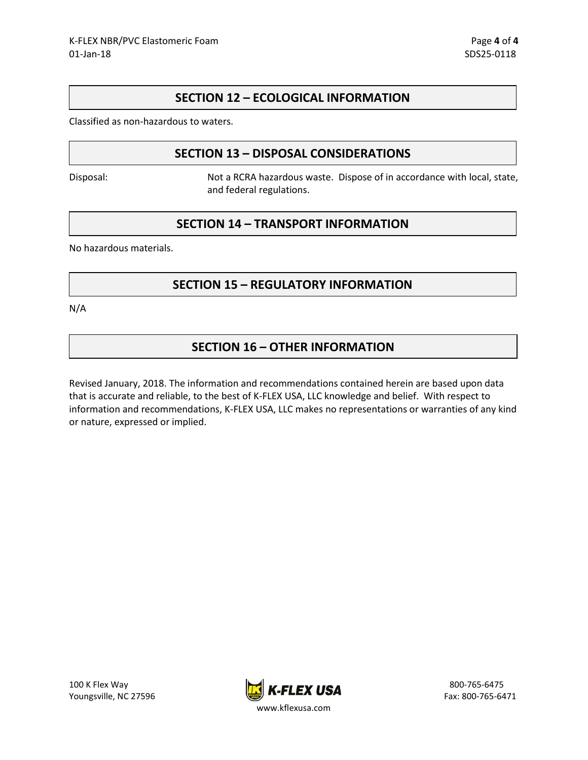## SECTION 12 – ECOLOGICAL INFORMATION

Classified as non-hazardous to waters.

## SECTION 13 – DISPOSAL CONSIDERATIONS

| | |
|---|---|
| Disposal: | Not a RCRA hazardous waste. Dispose of in accordance with local, state, and federal regulations. |

## SECTION 14 – TRANSPORT INFORMATION

No hazardous materials.

## SECTION 15 – REGULATORY INFORMATION

N/A

## SECTION 16 – OTHER INFORMATION

Revised January, 2018. The information and recommendations contained herein are based upon data that is accurate and reliable, to the best of K-FLEX USA, LLC knowledge and belief. With respect to information and recommendations, K-FLEX USA, LLC makes no representations or warranties of any kind or nature, expressed or implied.